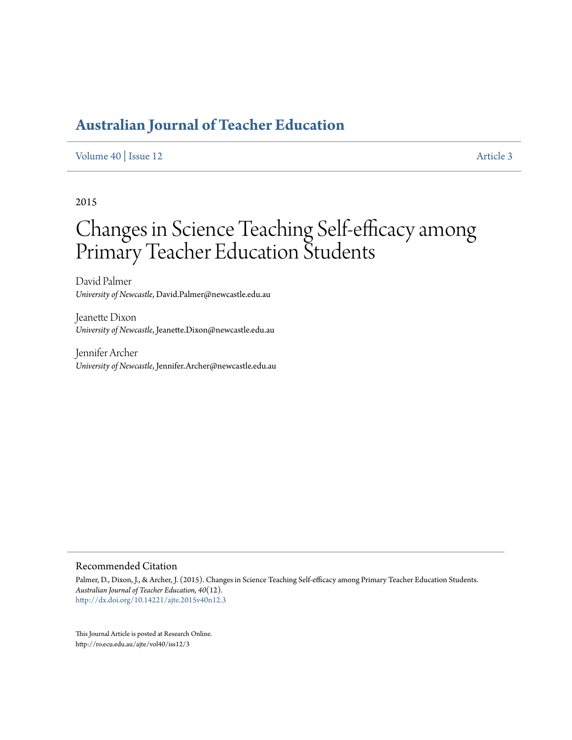# Australian Journal of Teacher Education

Volume 40 | Issue 12 Article 3

2015

# Changes in Science Teaching Self-efficacy among Primary Teacher Education Students

David Palmer
*University of Newcastle*, David.Palmer@newcastle.edu.au

Jeanette Dixon
*University of Newcastle*, Jeanette.Dixon@newcastle.edu.au

Jennifer Archer
*University of Newcastle*, Jennifer.Archer@newcastle.edu.au

## Recommended Citation

Palmer, D., Dixon, J., & Archer, J. (2015). Changes in Science Teaching Self-efficacy among Primary Teacher Education Students. *Australian Journal of Teacher Education, 40*(12).
http://dx.doi.org/10.14221/ajte.2015v40n12.3

This Journal Article is posted at Research Online.
http://ro.ecu.edu.au/ajte/vol40/iss12/3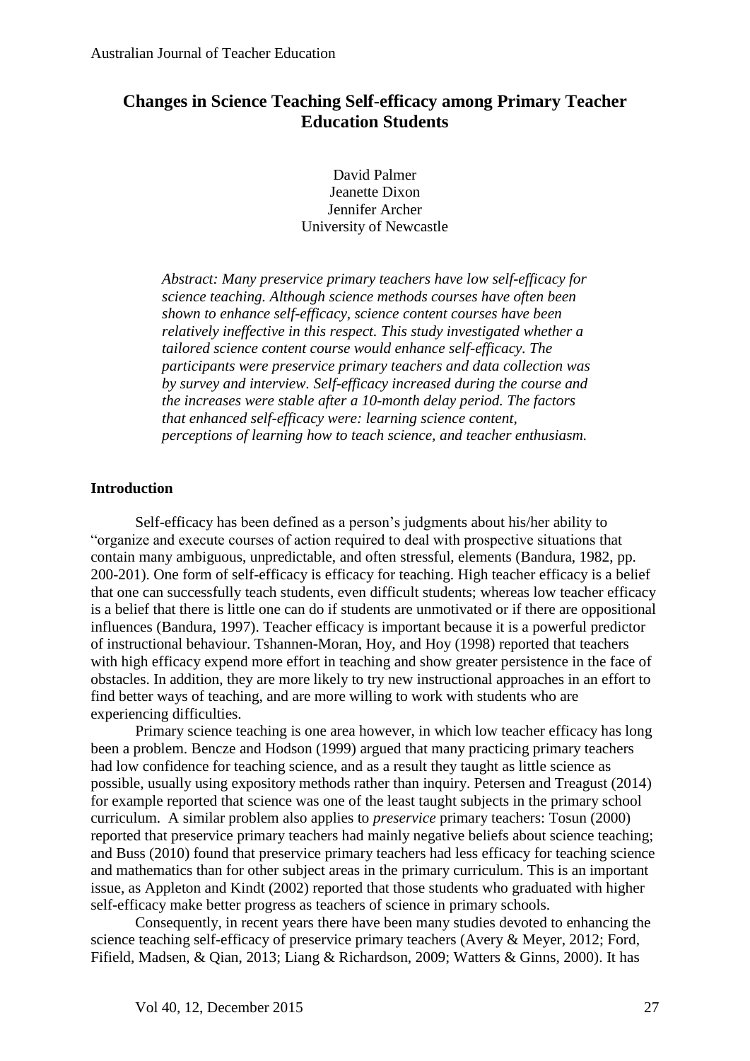# Changes in Science Teaching Self-efficacy among Primary Teacher Education Students

David Palmer
Jeanette Dixon
Jennifer Archer
University of Newcastle

*Abstract: Many preservice primary teachers have low self-efficacy for science teaching. Although science methods courses have often been shown to enhance self-efficacy, science content courses have been relatively ineffective in this respect. This study investigated whether a tailored science content course would enhance self-efficacy. The participants were preservice primary teachers and data collection was by survey and interview. Self-efficacy increased during the course and the increases were stable after a 10-month delay period. The factors that enhanced self-efficacy were: learning science content, perceptions of learning how to teach science, and teacher enthusiasm.*

## Introduction

Self-efficacy has been defined as a person's judgments about his/her ability to "organize and execute courses of action required to deal with prospective situations that contain many ambiguous, unpredictable, and often stressful, elements (Bandura, 1982, pp. 200-201). One form of self-efficacy is efficacy for teaching. High teacher efficacy is a belief that one can successfully teach students, even difficult students; whereas low teacher efficacy is a belief that there is little one can do if students are unmotivated or if there are oppositional influences (Bandura, 1997). Teacher efficacy is important because it is a powerful predictor of instructional behaviour. Tshannen-Moran, Hoy, and Hoy (1998) reported that teachers with high efficacy expend more effort in teaching and show greater persistence in the face of obstacles. In addition, they are more likely to try new instructional approaches in an effort to find better ways of teaching, and are more willing to work with students who are experiencing difficulties.

Primary science teaching is one area however, in which low teacher efficacy has long been a problem. Bencze and Hodson (1999) argued that many practicing primary teachers had low confidence for teaching science, and as a result they taught as little science as possible, usually using expository methods rather than inquiry. Petersen and Treagust (2014) for example reported that science was one of the least taught subjects in the primary school curriculum. A similar problem also applies to *preservice* primary teachers: Tosun (2000) reported that preservice primary teachers had mainly negative beliefs about science teaching; and Buss (2010) found that preservice primary teachers had less efficacy for teaching science and mathematics than for other subject areas in the primary curriculum. This is an important issue, as Appleton and Kindt (2002) reported that those students who graduated with higher self-efficacy make better progress as teachers of science in primary schools.

Consequently, in recent years there have been many studies devoted to enhancing the science teaching self-efficacy of preservice primary teachers (Avery & Meyer, 2012; Ford, Fifield, Madsen, & Qian, 2013; Liang & Richardson, 2009; Watters & Ginns, 2000). It has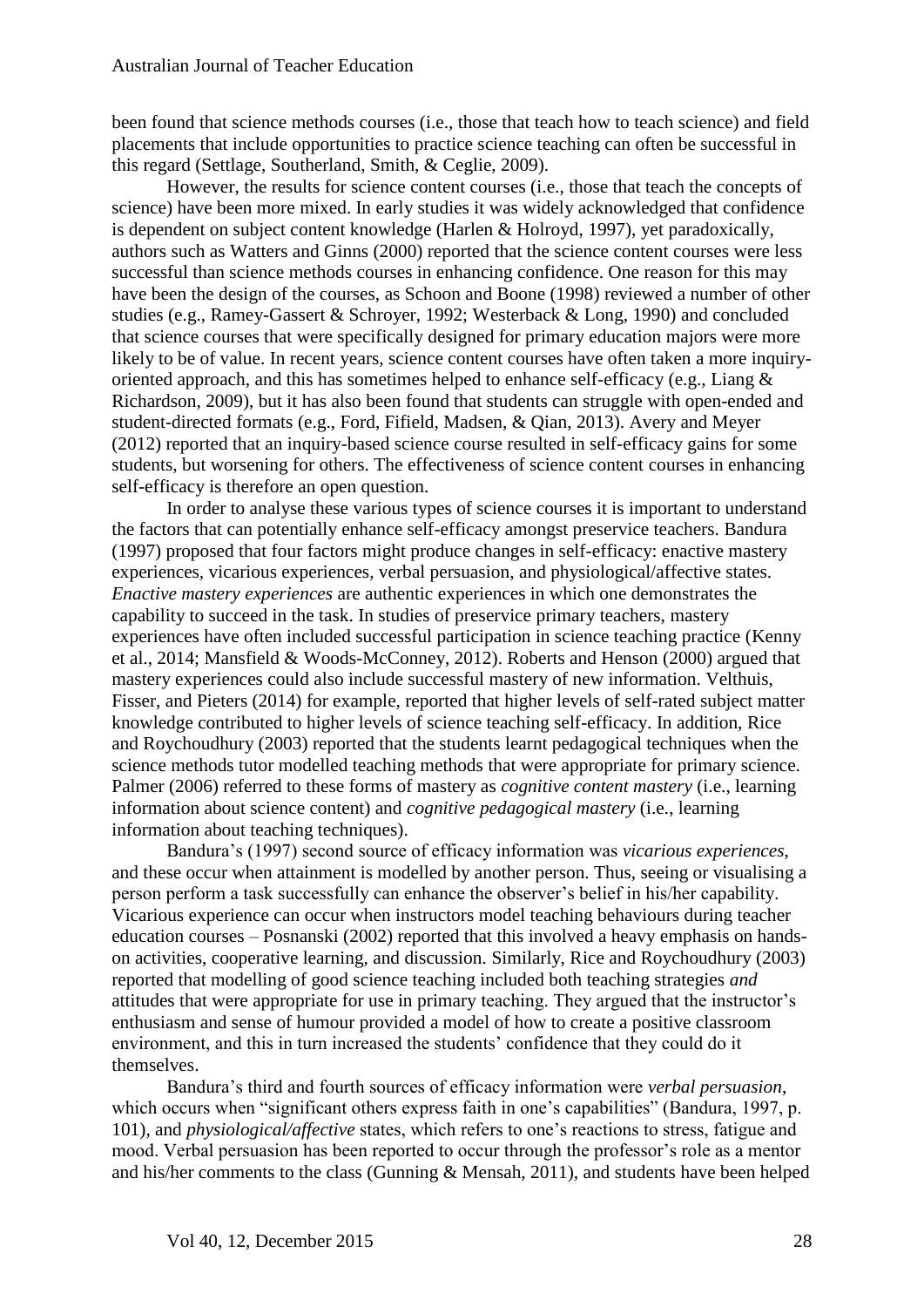been found that science methods courses (i.e., those that teach how to teach science) and field placements that include opportunities to practice science teaching can often be successful in this regard (Settlage, Southerland, Smith, & Ceglie, 2009).

However, the results for science content courses (i.e., those that teach the concepts of science) have been more mixed. In early studies it was widely acknowledged that confidence is dependent on subject content knowledge (Harlen & Holroyd, 1997), yet paradoxically, authors such as Watters and Ginns (2000) reported that the science content courses were less successful than science methods courses in enhancing confidence. One reason for this may have been the design of the courses, as Schoon and Boone (1998) reviewed a number of other studies (e.g., Ramey-Gassert & Schroyer, 1992; Westerback & Long, 1990) and concluded that science courses that were specifically designed for primary education majors were more likely to be of value. In recent years, science content courses have often taken a more inquiry-oriented approach, and this has sometimes helped to enhance self-efficacy (e.g., Liang & Richardson, 2009), but it has also been found that students can struggle with open-ended and student-directed formats (e.g., Ford, Fifield, Madsen, & Qian, 2013). Avery and Meyer (2012) reported that an inquiry-based science course resulted in self-efficacy gains for some students, but worsening for others. The effectiveness of science content courses in enhancing self-efficacy is therefore an open question.

In order to analyse these various types of science courses it is important to understand the factors that can potentially enhance self-efficacy amongst preservice teachers. Bandura (1997) proposed that four factors might produce changes in self-efficacy: enactive mastery experiences, vicarious experiences, verbal persuasion, and physiological/affective states. *Enactive mastery experiences* are authentic experiences in which one demonstrates the capability to succeed in the task. In studies of preservice primary teachers, mastery experiences have often included successful participation in science teaching practice (Kenny et al., 2014; Mansfield & Woods-McConney, 2012). Roberts and Henson (2000) argued that mastery experiences could also include successful mastery of new information. Velthuis, Fisser, and Pieters (2014) for example, reported that higher levels of self-rated subject matter knowledge contributed to higher levels of science teaching self-efficacy. In addition, Rice and Roychoudhury (2003) reported that the students learnt pedagogical techniques when the science methods tutor modelled teaching methods that were appropriate for primary science. Palmer (2006) referred to these forms of mastery as *cognitive content mastery* (i.e., learning information about science content) and *cognitive pedagogical mastery* (i.e., learning information about teaching techniques).

Bandura's (1997) second source of efficacy information was *vicarious experiences*, and these occur when attainment is modelled by another person. Thus, seeing or visualising a person perform a task successfully can enhance the observer's belief in his/her capability. Vicarious experience can occur when instructors model teaching behaviours during teacher education courses – Posnanski (2002) reported that this involved a heavy emphasis on hands-on activities, cooperative learning, and discussion. Similarly, Rice and Roychoudhury (2003) reported that modelling of good science teaching included both teaching strategies *and* attitudes that were appropriate for use in primary teaching. They argued that the instructor's enthusiasm and sense of humour provided a model of how to create a positive classroom environment, and this in turn increased the students' confidence that they could do it themselves.

Bandura's third and fourth sources of efficacy information were *verbal persuasion*, which occurs when "significant others express faith in one's capabilities" (Bandura, 1997, p. 101), and *physiological/affective* states, which refers to one's reactions to stress, fatigue and mood. Verbal persuasion has been reported to occur through the professor's role as a mentor and his/her comments to the class (Gunning & Mensah, 2011), and students have been helped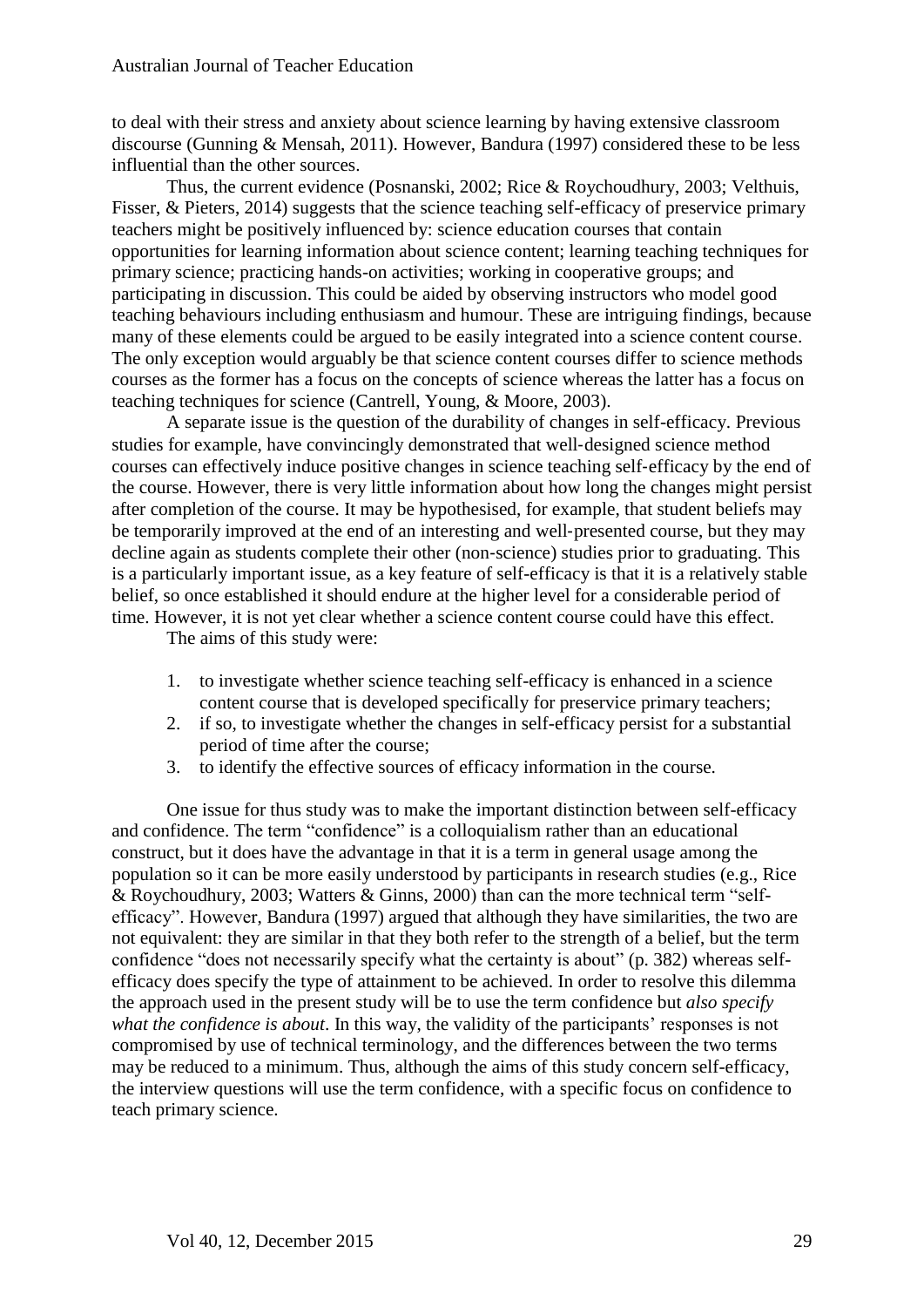to deal with their stress and anxiety about science learning by having extensive classroom discourse (Gunning & Mensah, 2011). However, Bandura (1997) considered these to be less influential than the other sources.

Thus, the current evidence (Posnanski, 2002; Rice & Roychoudhury, 2003; Velthuis, Fisser, & Pieters, 2014) suggests that the science teaching self-efficacy of preservice primary teachers might be positively influenced by: science education courses that contain opportunities for learning information about science content; learning teaching techniques for primary science; practicing hands-on activities; working in cooperative groups; and participating in discussion. This could be aided by observing instructors who model good teaching behaviours including enthusiasm and humour. These are intriguing findings, because many of these elements could be argued to be easily integrated into a science content course. The only exception would arguably be that science content courses differ to science methods courses as the former has a focus on the concepts of science whereas the latter has a focus on teaching techniques for science (Cantrell, Young, & Moore, 2003).

A separate issue is the question of the durability of changes in self-efficacy. Previous studies for example, have convincingly demonstrated that well-designed science method courses can effectively induce positive changes in science teaching self-efficacy by the end of the course. However, there is very little information about how long the changes might persist after completion of the course. It may be hypothesised, for example, that student beliefs may be temporarily improved at the end of an interesting and well-presented course, but they may decline again as students complete their other (non-science) studies prior to graduating. This is a particularly important issue, as a key feature of self-efficacy is that it is a relatively stable belief, so once established it should endure at the higher level for a considerable period of time. However, it is not yet clear whether a science content course could have this effect.

The aims of this study were:

1. to investigate whether science teaching self-efficacy is enhanced in a science content course that is developed specifically for preservice primary teachers;
2. if so, to investigate whether the changes in self-efficacy persist for a substantial period of time after the course;
3. to identify the effective sources of efficacy information in the course.

One issue for thus study was to make the important distinction between self-efficacy and confidence. The term "confidence" is a colloquialism rather than an educational construct, but it does have the advantage in that it is a term in general usage among the population so it can be more easily understood by participants in research studies (e.g., Rice & Roychoudhury, 2003; Watters & Ginns, 2000) than can the more technical term "self-efficacy". However, Bandura (1997) argued that although they have similarities, the two are not equivalent: they are similar in that they both refer to the strength of a belief, but the term confidence "does not necessarily specify what the certainty is about" (p. 382) whereas self-efficacy does specify the type of attainment to be achieved. In order to resolve this dilemma the approach used in the present study will be to use the term confidence but *also specify what the confidence is about*. In this way, the validity of the participants' responses is not compromised by use of technical terminology, and the differences between the two terms may be reduced to a minimum. Thus, although the aims of this study concern self-efficacy, the interview questions will use the term confidence, with a specific focus on confidence to teach primary science.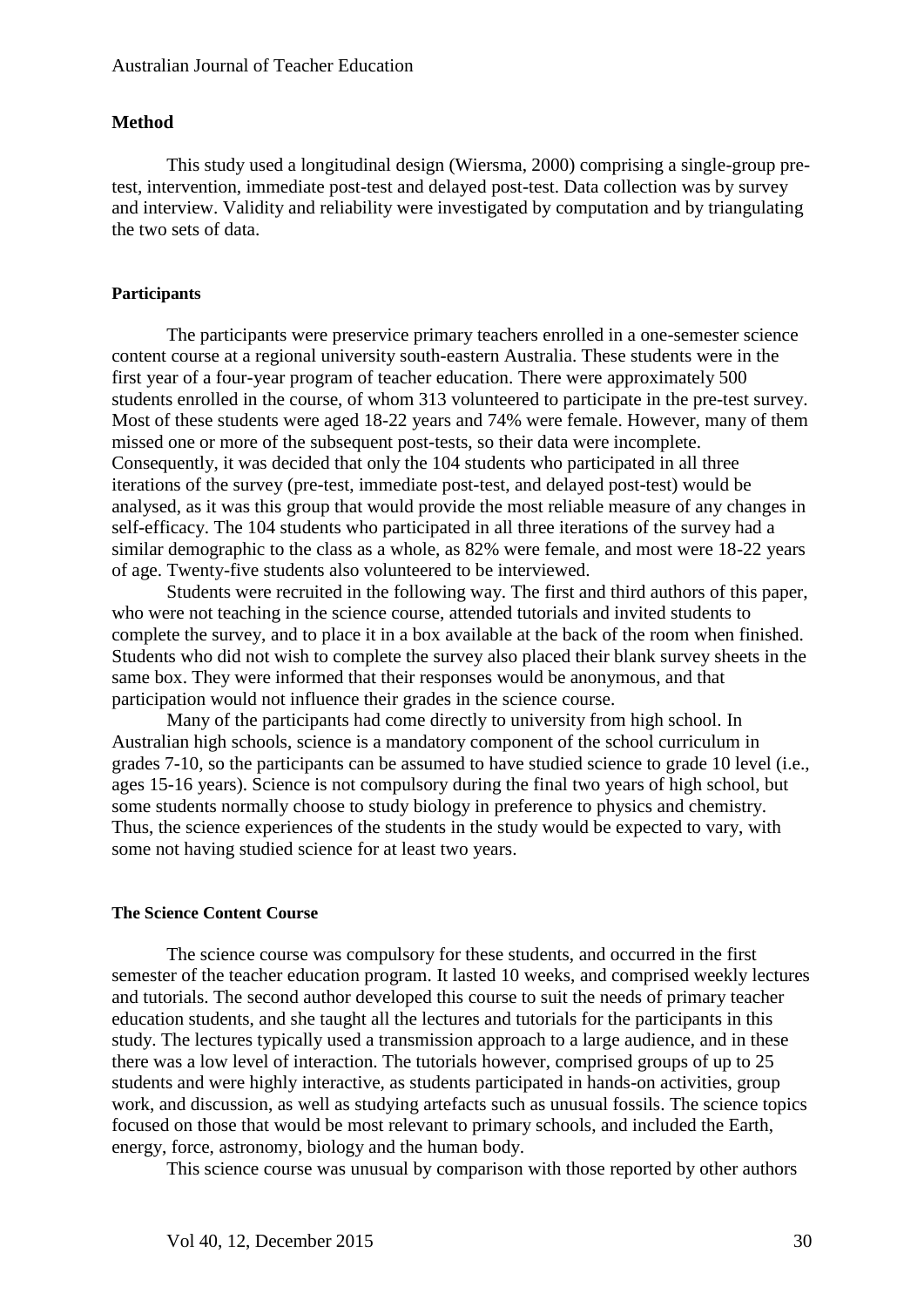## Method

This study used a longitudinal design (Wiersma, 2000) comprising a single-group pre-test, intervention, immediate post-test and delayed post-test. Data collection was by survey and interview. Validity and reliability were investigated by computation and by triangulating the two sets of data.

### Participants

The participants were preservice primary teachers enrolled in a one-semester science content course at a regional university south-eastern Australia. These students were in the first year of a four-year program of teacher education. There were approximately 500 students enrolled in the course, of whom 313 volunteered to participate in the pre-test survey. Most of these students were aged 18-22 years and 74% were female. However, many of them missed one or more of the subsequent post-tests, so their data were incomplete. Consequently, it was decided that only the 104 students who participated in all three iterations of the survey (pre-test, immediate post-test, and delayed post-test) would be analysed, as it was this group that would provide the most reliable measure of any changes in self-efficacy. The 104 students who participated in all three iterations of the survey had a similar demographic to the class as a whole, as 82% were female, and most were 18-22 years of age. Twenty-five students also volunteered to be interviewed.

Students were recruited in the following way. The first and third authors of this paper, who were not teaching in the science course, attended tutorials and invited students to complete the survey, and to place it in a box available at the back of the room when finished. Students who did not wish to complete the survey also placed their blank survey sheets in the same box. They were informed that their responses would be anonymous, and that participation would not influence their grades in the science course.

Many of the participants had come directly to university from high school. In Australian high schools, science is a mandatory component of the school curriculum in grades 7-10, so the participants can be assumed to have studied science to grade 10 level (i.e., ages 15-16 years). Science is not compulsory during the final two years of high school, but some students normally choose to study biology in preference to physics and chemistry. Thus, the science experiences of the students in the study would be expected to vary, with some not having studied science for at least two years.

### The Science Content Course

The science course was compulsory for these students, and occurred in the first semester of the teacher education program. It lasted 10 weeks, and comprised weekly lectures and tutorials. The second author developed this course to suit the needs of primary teacher education students, and she taught all the lectures and tutorials for the participants in this study. The lectures typically used a transmission approach to a large audience, and in these there was a low level of interaction. The tutorials however, comprised groups of up to 25 students and were highly interactive, as students participated in hands-on activities, group work, and discussion, as well as studying artefacts such as unusual fossils. The science topics focused on those that would be most relevant to primary schools, and included the Earth, energy, force, astronomy, biology and the human body.

This science course was unusual by comparison with those reported by other authors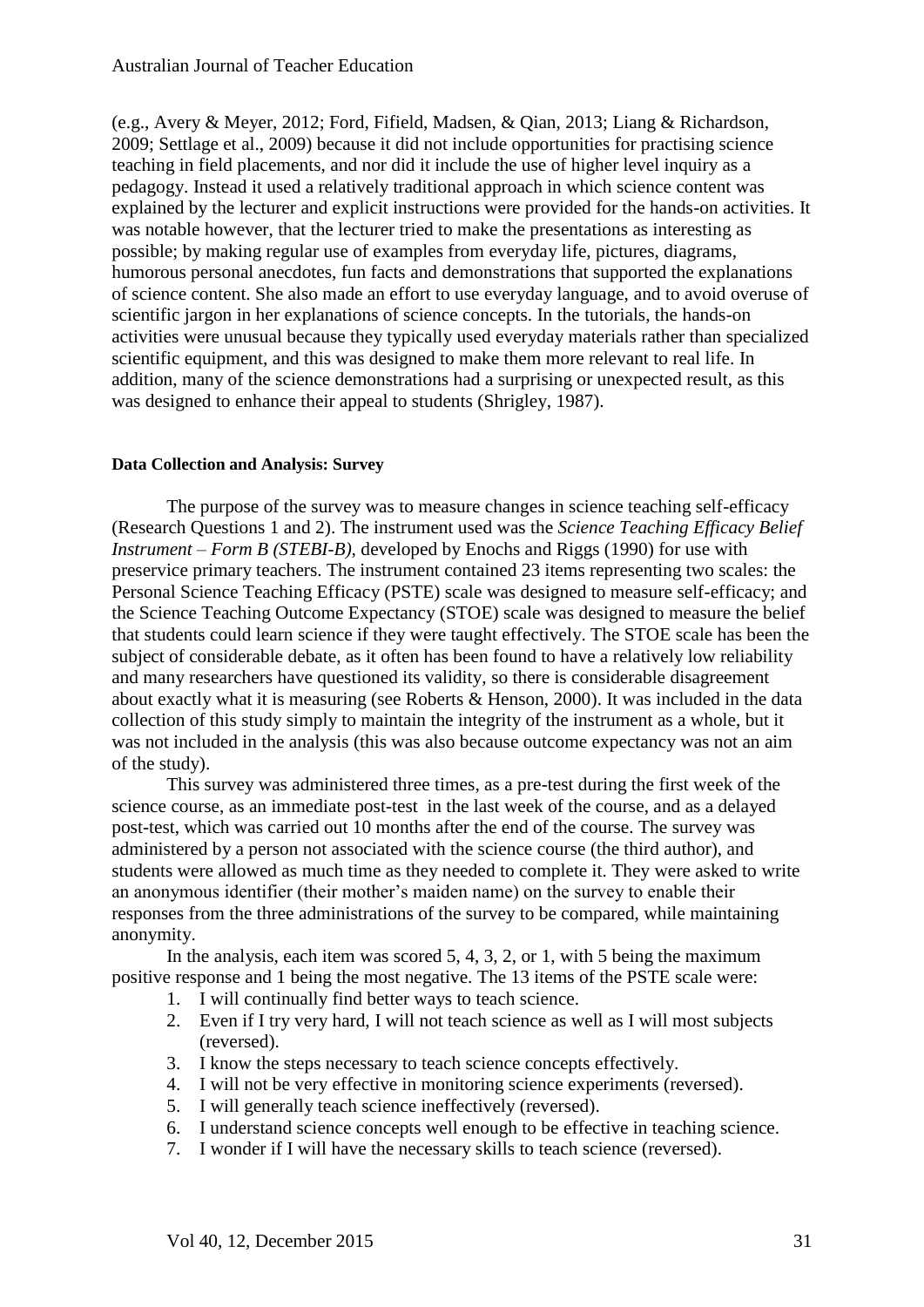(e.g., Avery & Meyer, 2012; Ford, Fifield, Madsen, & Qian, 2013; Liang & Richardson, 2009; Settlage et al., 2009) because it did not include opportunities for practising science teaching in field placements, and nor did it include the use of higher level inquiry as a pedagogy. Instead it used a relatively traditional approach in which science content was explained by the lecturer and explicit instructions were provided for the hands-on activities. It was notable however, that the lecturer tried to make the presentations as interesting as possible; by making regular use of examples from everyday life, pictures, diagrams, humorous personal anecdotes, fun facts and demonstrations that supported the explanations of science content. She also made an effort to use everyday language, and to avoid overuse of scientific jargon in her explanations of science concepts. In the tutorials, the hands-on activities were unusual because they typically used everyday materials rather than specialized scientific equipment, and this was designed to make them more relevant to real life. In addition, many of the science demonstrations had a surprising or unexpected result, as this was designed to enhance their appeal to students (Shrigley, 1987).

#### Data Collection and Analysis: Survey

The purpose of the survey was to measure changes in science teaching self-efficacy (Research Questions 1 and 2). The instrument used was the *Science Teaching Efficacy Belief Instrument – Form B (STEBI-B)*, developed by Enochs and Riggs (1990) for use with preservice primary teachers. The instrument contained 23 items representing two scales: the Personal Science Teaching Efficacy (PSTE) scale was designed to measure self-efficacy; and the Science Teaching Outcome Expectancy (STOE) scale was designed to measure the belief that students could learn science if they were taught effectively. The STOE scale has been the subject of considerable debate, as it often has been found to have a relatively low reliability and many researchers have questioned its validity, so there is considerable disagreement about exactly what it is measuring (see Roberts & Henson, 2000). It was included in the data collection of this study simply to maintain the integrity of the instrument as a whole, but it was not included in the analysis (this was also because outcome expectancy was not an aim of the study).

This survey was administered three times, as a pre-test during the first week of the science course, as an immediate post-test in the last week of the course, and as a delayed post-test, which was carried out 10 months after the end of the course. The survey was administered by a person not associated with the science course (the third author), and students were allowed as much time as they needed to complete it. They were asked to write an anonymous identifier (their mother's maiden name) on the survey to enable their responses from the three administrations of the survey to be compared, while maintaining anonymity.

In the analysis, each item was scored 5, 4, 3, 2, or 1, with 5 being the maximum positive response and 1 being the most negative. The 13 items of the PSTE scale were:

1. I will continually find better ways to teach science.
2. Even if I try very hard, I will not teach science as well as I will most subjects (reversed).
3. I know the steps necessary to teach science concepts effectively.
4. I will not be very effective in monitoring science experiments (reversed).
5. I will generally teach science ineffectively (reversed).
6. I understand science concepts well enough to be effective in teaching science.
7. I wonder if I will have the necessary skills to teach science (reversed).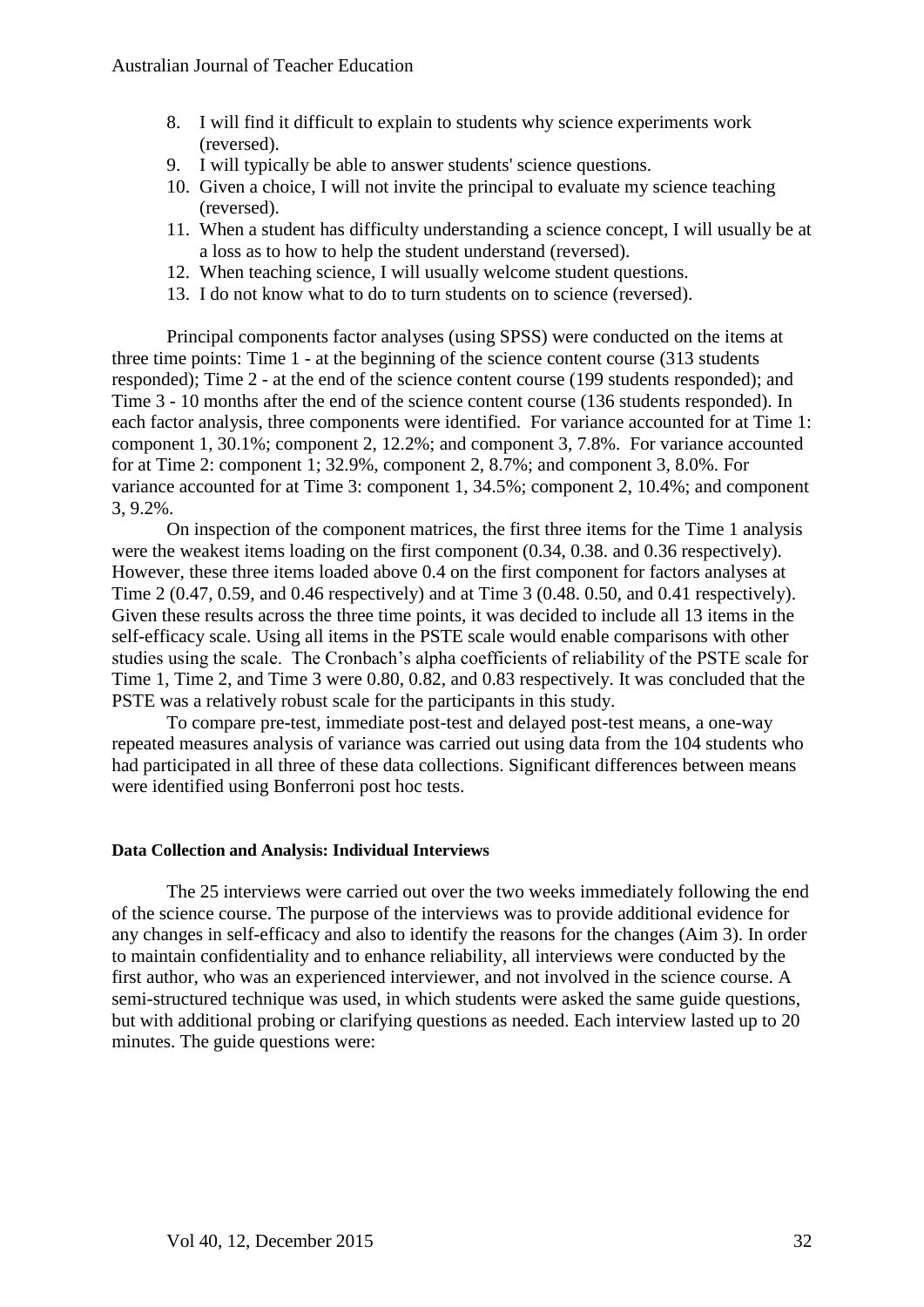8. I will find it difficult to explain to students why science experiments work (reversed).
9. I will typically be able to answer students' science questions.
10. Given a choice, I will not invite the principal to evaluate my science teaching (reversed).
11. When a student has difficulty understanding a science concept, I will usually be at a loss as to how to help the student understand (reversed).
12. When teaching science, I will usually welcome student questions.
13. I do not know what to do to turn students on to science (reversed).

Principal components factor analyses (using SPSS) were conducted on the items at three time points: Time 1 - at the beginning of the science content course (313 students responded); Time 2 - at the end of the science content course (199 students responded); and Time 3 - 10 months after the end of the science content course (136 students responded). In each factor analysis, three components were identified. For variance accounted for at Time 1: component 1, 30.1%; component 2, 12.2%; and component 3, 7.8%. For variance accounted for at Time 2: component 1; 32.9%, component 2, 8.7%; and component 3, 8.0%. For variance accounted for at Time 3: component 1, 34.5%; component 2, 10.4%; and component 3, 9.2%.

On inspection of the component matrices, the first three items for the Time 1 analysis were the weakest items loading on the first component (0.34, 0.38. and 0.36 respectively). However, these three items loaded above 0.4 on the first component for factors analyses at Time 2 (0.47, 0.59, and 0.46 respectively) and at Time 3 (0.48. 0.50, and 0.41 respectively). Given these results across the three time points, it was decided to include all 13 items in the self-efficacy scale. Using all items in the PSTE scale would enable comparisons with other studies using the scale. The Cronbach's alpha coefficients of reliability of the PSTE scale for Time 1, Time 2, and Time 3 were 0.80, 0.82, and 0.83 respectively. It was concluded that the PSTE was a relatively robust scale for the participants in this study.

To compare pre-test, immediate post-test and delayed post-test means, a one-way repeated measures analysis of variance was carried out using data from the 104 students who had participated in all three of these data collections. Significant differences between means were identified using Bonferroni post hoc tests.

#### Data Collection and Analysis: Individual Interviews

The 25 interviews were carried out over the two weeks immediately following the end of the science course. The purpose of the interviews was to provide additional evidence for any changes in self-efficacy and also to identify the reasons for the changes (Aim 3). In order to maintain confidentiality and to enhance reliability, all interviews were conducted by the first author, who was an experienced interviewer, and not involved in the science course. A semi-structured technique was used, in which students were asked the same guide questions, but with additional probing or clarifying questions as needed. Each interview lasted up to 20 minutes. The guide questions were: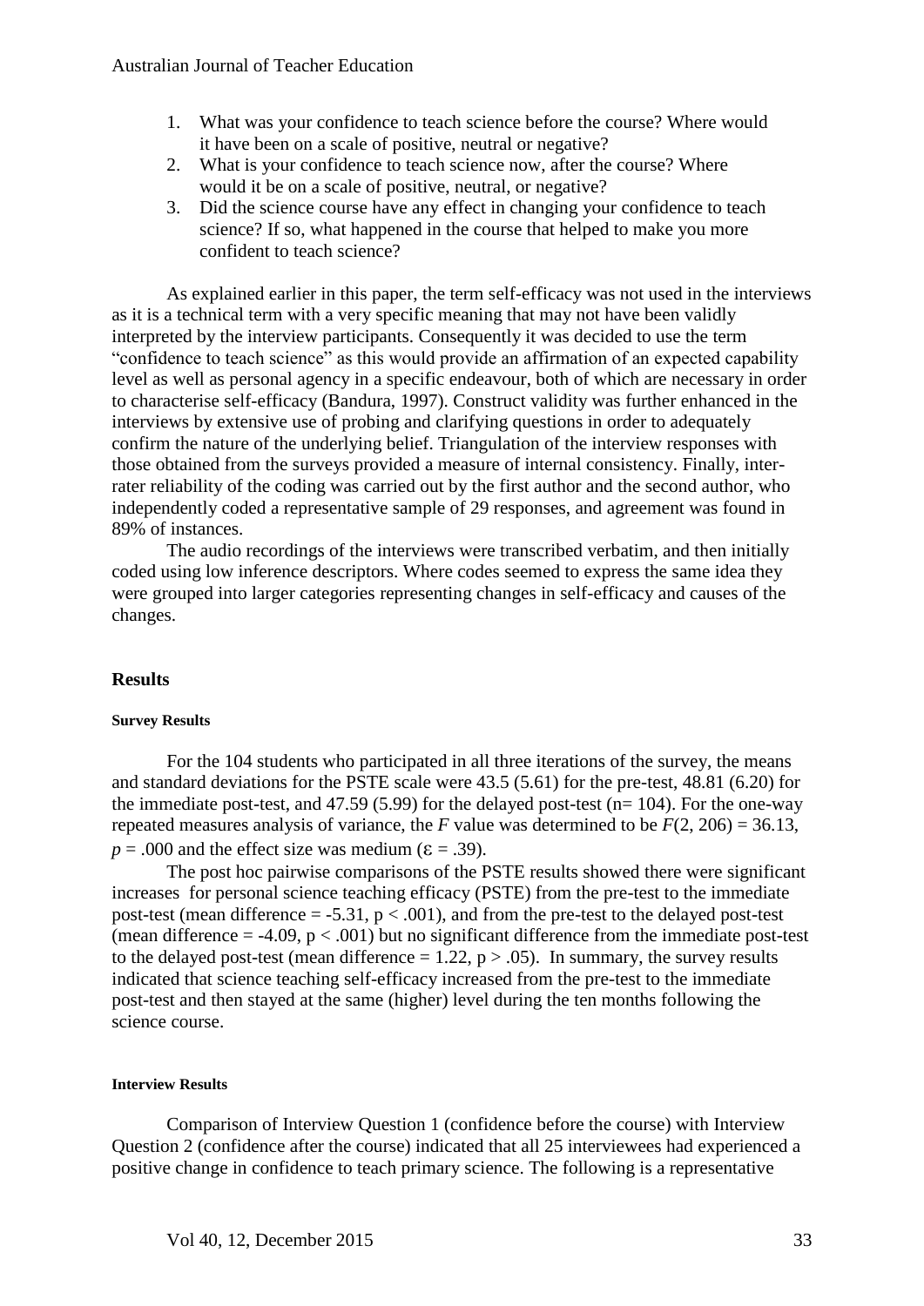1. What was your confidence to teach science before the course? Where would it have been on a scale of positive, neutral or negative?
2. What is your confidence to teach science now, after the course? Where would it be on a scale of positive, neutral, or negative?
3. Did the science course have any effect in changing your confidence to teach science? If so, what happened in the course that helped to make you more confident to teach science?

As explained earlier in this paper, the term self-efficacy was not used in the interviews as it is a technical term with a very specific meaning that may not have been validly interpreted by the interview participants. Consequently it was decided to use the term "confidence to teach science" as this would provide an affirmation of an expected capability level as well as personal agency in a specific endeavour, both of which are necessary in order to characterise self-efficacy (Bandura, 1997). Construct validity was further enhanced in the interviews by extensive use of probing and clarifying questions in order to adequately confirm the nature of the underlying belief. Triangulation of the interview responses with those obtained from the surveys provided a measure of internal consistency. Finally, inter-rater reliability of the coding was carried out by the first author and the second author, who independently coded a representative sample of 29 responses, and agreement was found in 89% of instances.

The audio recordings of the interviews were transcribed verbatim, and then initially coded using low inference descriptors. Where codes seemed to express the same idea they were grouped into larger categories representing changes in self-efficacy and causes of the changes.

## Results

#### Survey Results

For the 104 students who participated in all three iterations of the survey, the means and standard deviations for the PSTE scale were 43.5 (5.61) for the pre-test, 48.81 (6.20) for the immediate post-test, and 47.59 (5.99) for the delayed post-test (n= 104). For the one-way repeated measures analysis of variance, the $F$ value was determined to be $F(2, 206) = 36.13$, $p = .000$ and the effect size was medium ($\varepsilon = .39$).

The post hoc pairwise comparisons of the PSTE results showed there were significant increases for personal science teaching efficacy (PSTE) from the pre-test to the immediate post-test (mean difference = -5.31, $p < .001$), and from the pre-test to the delayed post-test (mean difference = -4.09, $p < .001$) but no significant difference from the immediate post-test to the delayed post-test (mean difference = 1.22, $p > .05$). In summary, the survey results indicated that science teaching self-efficacy increased from the pre-test to the immediate post-test and then stayed at the same (higher) level during the ten months following the science course.

#### Interview Results

Comparison of Interview Question 1 (confidence before the course) with Interview Question 2 (confidence after the course) indicated that all 25 interviewees had experienced a positive change in confidence to teach primary science. The following is a representative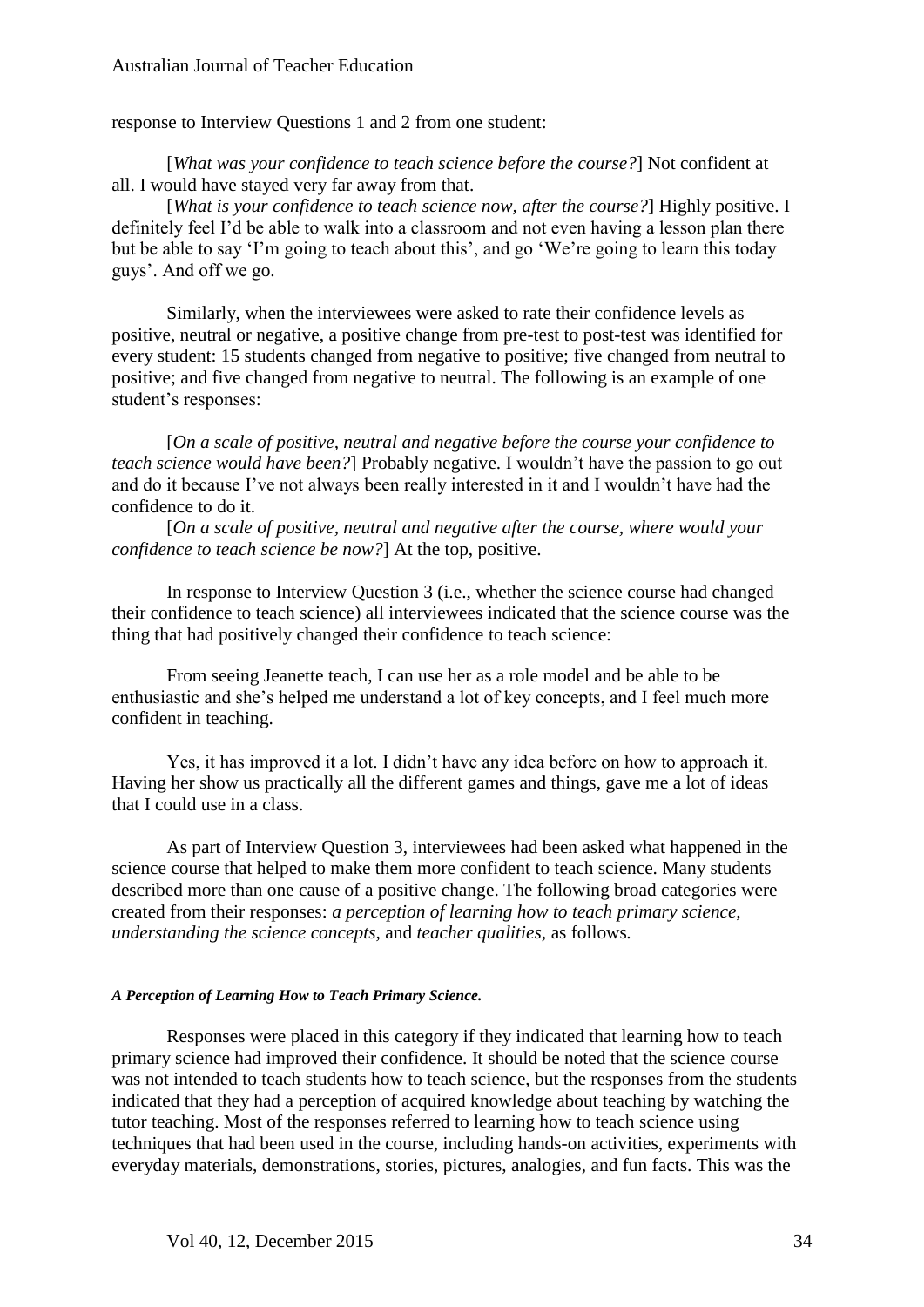response to Interview Questions 1 and 2 from one student:

[*What was your confidence to teach science before the course?*] Not confident at all. I would have stayed very far away from that.

[*What is your confidence to teach science now, after the course?*] Highly positive. I definitely feel I'd be able to walk into a classroom and not even having a lesson plan there but be able to say 'I'm going to teach about this', and go 'We're going to learn this today guys'. And off we go.

Similarly, when the interviewees were asked to rate their confidence levels as positive, neutral or negative, a positive change from pre-test to post-test was identified for every student: 15 students changed from negative to positive; five changed from neutral to positive; and five changed from negative to neutral. The following is an example of one student's responses:

[*On a scale of positive, neutral and negative before the course your confidence to teach science would have been?*] Probably negative. I wouldn't have the passion to go out and do it because I've not always been really interested in it and I wouldn't have had the confidence to do it.

[*On a scale of positive, neutral and negative after the course, where would your confidence to teach science be now?*] At the top, positive.

In response to Interview Question 3 (i.e., whether the science course had changed their confidence to teach science) all interviewees indicated that the science course was the thing that had positively changed their confidence to teach science:

From seeing Jeanette teach, I can use her as a role model and be able to be enthusiastic and she's helped me understand a lot of key concepts, and I feel much more confident in teaching.

Yes, it has improved it a lot. I didn't have any idea before on how to approach it. Having her show us practically all the different games and things, gave me a lot of ideas that I could use in a class.

As part of Interview Question 3, interviewees had been asked what happened in the science course that helped to make them more confident to teach science. Many students described more than one cause of a positive change. The following broad categories were created from their responses: *a perception of learning how to teach primary science*, *understanding the science concepts*, and *teacher qualities*, as follows.

#### *A Perception of Learning How to Teach Primary Science.*

Responses were placed in this category if they indicated that learning how to teach primary science had improved their confidence. It should be noted that the science course was not intended to teach students how to teach science, but the responses from the students indicated that they had a perception of acquired knowledge about teaching by watching the tutor teaching. Most of the responses referred to learning how to teach science using techniques that had been used in the course, including hands-on activities, experiments with everyday materials, demonstrations, stories, pictures, analogies, and fun facts. This was the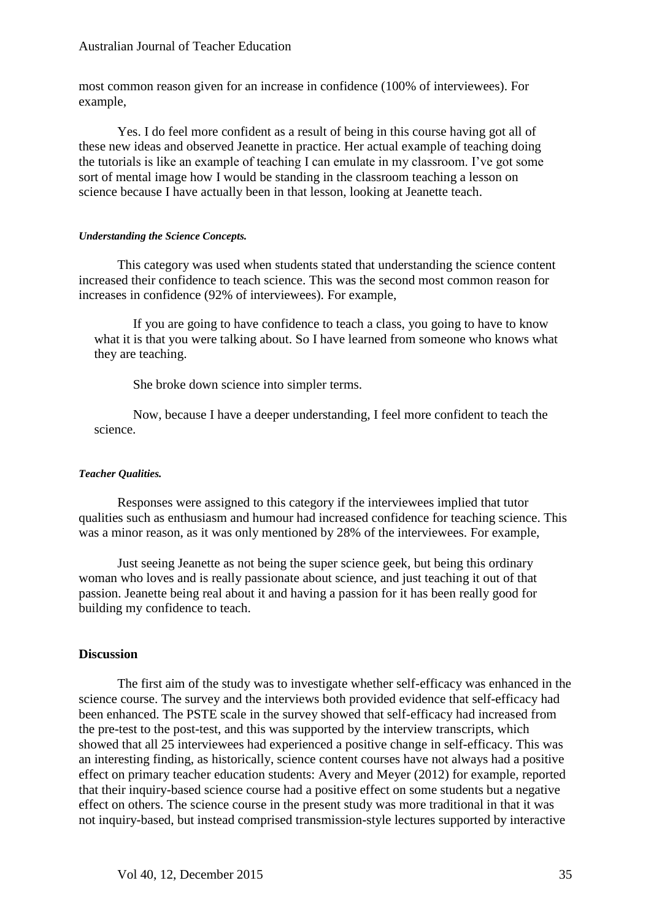most common reason given for an increase in confidence (100% of interviewees). For example,

> Yes. I do feel more confident as a result of being in this course having got all of these new ideas and observed Jeanette in practice. Her actual example of teaching doing the tutorials is like an example of teaching I can emulate in my classroom. I've got some sort of mental image how I would be standing in the classroom teaching a lesson on science because I have actually been in that lesson, looking at Jeanette teach.

##### *Understanding the Science Concepts.*

This category was used when students stated that understanding the science content increased their confidence to teach science. This was the second most common reason for increases in confidence (92% of interviewees). For example,

> If you are going to have confidence to teach a class, you going to have to know what it is that you were talking about. So I have learned from someone who knows what they are teaching.
>
> She broke down science into simpler terms.
>
> Now, because I have a deeper understanding, I feel more confident to teach the science.

##### *Teacher Qualities.*

Responses were assigned to this category if the interviewees implied that tutor qualities such as enthusiasm and humour had increased confidence for teaching science. This was a minor reason, as it was only mentioned by 28% of the interviewees. For example,

> Just seeing Jeanette as not being the super science geek, but being this ordinary woman who loves and is really passionate about science, and just teaching it out of that passion. Jeanette being real about it and having a passion for it has been really good for building my confidence to teach.

## Discussion

The first aim of the study was to investigate whether self-efficacy was enhanced in the science course. The survey and the interviews both provided evidence that self-efficacy had been enhanced. The PSTE scale in the survey showed that self-efficacy had increased from the pre-test to the post-test, and this was supported by the interview transcripts, which showed that all 25 interviewees had experienced a positive change in self-efficacy. This was an interesting finding, as historically, science content courses have not always had a positive effect on primary teacher education students: Avery and Meyer (2012) for example, reported that their inquiry-based science course had a positive effect on some students but a negative effect on others. The science course in the present study was more traditional in that it was not inquiry-based, but instead comprised transmission-style lectures supported by interactive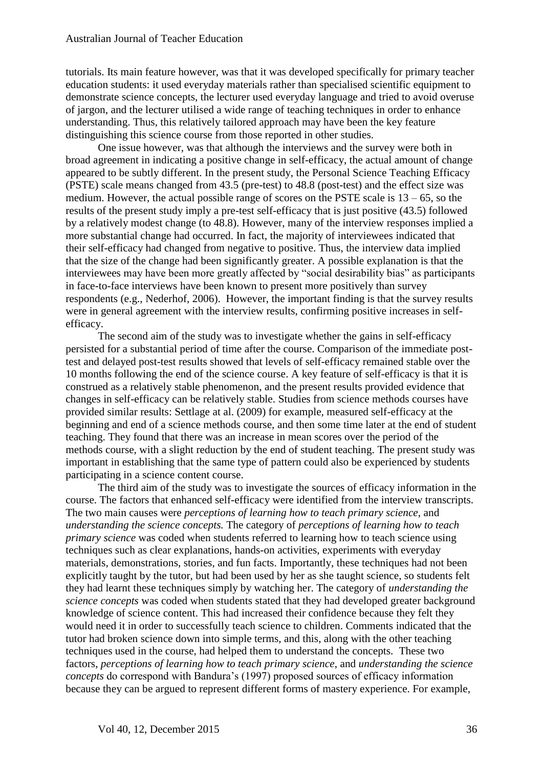tutorials. Its main feature however, was that it was developed specifically for primary teacher education students: it used everyday materials rather than specialised scientific equipment to demonstrate science concepts, the lecturer used everyday language and tried to avoid overuse of jargon, and the lecturer utilised a wide range of teaching techniques in order to enhance understanding. Thus, this relatively tailored approach may have been the key feature distinguishing this science course from those reported in other studies.

One issue however, was that although the interviews and the survey were both in broad agreement in indicating a positive change in self-efficacy, the actual amount of change appeared to be subtly different. In the present study, the Personal Science Teaching Efficacy (PSTE) scale means changed from 43.5 (pre-test) to 48.8 (post-test) and the effect size was medium. However, the actual possible range of scores on the PSTE scale is 13 – 65, so the results of the present study imply a pre-test self-efficacy that is just positive (43.5) followed by a relatively modest change (to 48.8). However, many of the interview responses implied a more substantial change had occurred. In fact, the majority of interviewees indicated that their self-efficacy had changed from negative to positive. Thus, the interview data implied that the size of the change had been significantly greater. A possible explanation is that the interviewees may have been more greatly affected by "social desirability bias" as participants in face-to-face interviews have been known to present more positively than survey respondents (e.g., Nederhof, 2006). However, the important finding is that the survey results were in general agreement with the interview results, confirming positive increases in self-efficacy.

The second aim of the study was to investigate whether the gains in self-efficacy persisted for a substantial period of time after the course. Comparison of the immediate post-test and delayed post-test results showed that levels of self-efficacy remained stable over the 10 months following the end of the science course. A key feature of self-efficacy is that it is construed as a relatively stable phenomenon, and the present results provided evidence that changes in self-efficacy can be relatively stable. Studies from science methods courses have provided similar results: Settlage at al. (2009) for example, measured self-efficacy at the beginning and end of a science methods course, and then some time later at the end of student teaching. They found that there was an increase in mean scores over the period of the methods course, with a slight reduction by the end of student teaching. The present study was important in establishing that the same type of pattern could also be experienced by students participating in a science content course.

The third aim of the study was to investigate the sources of efficacy information in the course. The factors that enhanced self-efficacy were identified from the interview transcripts. The two main causes were *perceptions of learning how to teach primary science*, and *understanding the science concepts.* The category of *perceptions of learning how to teach primary science* was coded when students referred to learning how to teach science using techniques such as clear explanations, hands-on activities, experiments with everyday materials, demonstrations, stories, and fun facts. Importantly, these techniques had not been explicitly taught by the tutor, but had been used by her as she taught science, so students felt they had learnt these techniques simply by watching her. The category of *understanding the science concepts* was coded when students stated that they had developed greater background knowledge of science content. This had increased their confidence because they felt they would need it in order to successfully teach science to children. Comments indicated that the tutor had broken science down into simple terms, and this, along with the other teaching techniques used in the course, had helped them to understand the concepts. These two factors, *perceptions of learning how to teach primary science*, and *understanding the science concepts* do correspond with Bandura's (1997) proposed sources of efficacy information because they can be argued to represent different forms of mastery experience. For example,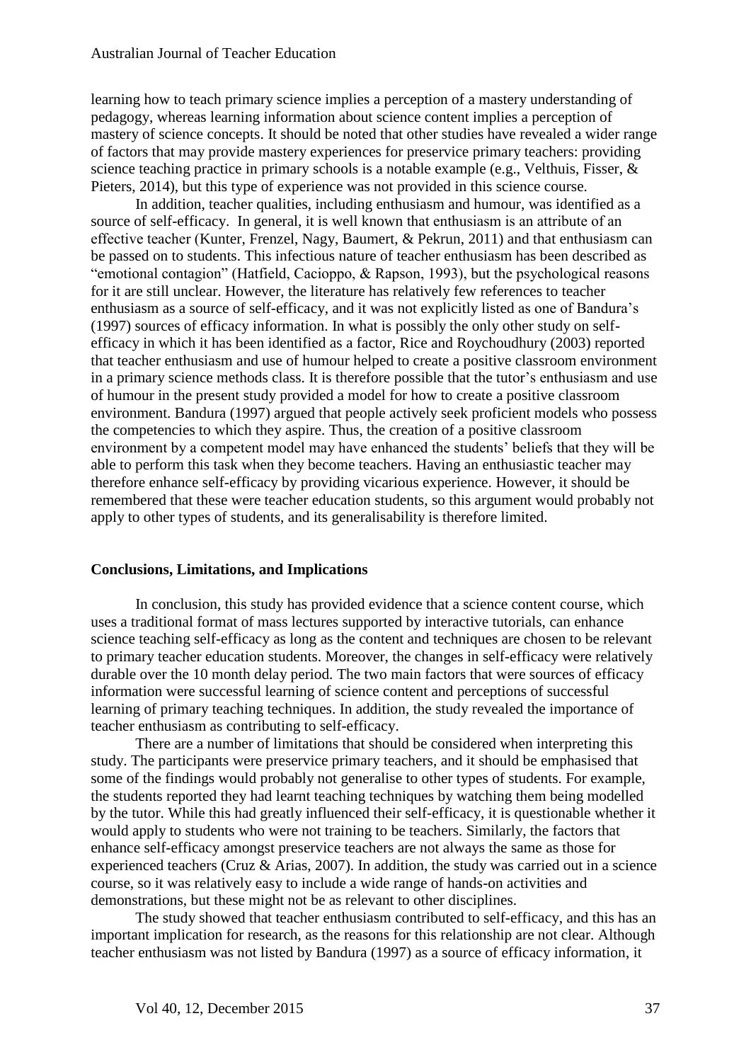learning how to teach primary science implies a perception of a mastery understanding of pedagogy, whereas learning information about science content implies a perception of mastery of science concepts. It should be noted that other studies have revealed a wider range of factors that may provide mastery experiences for preservice primary teachers: providing science teaching practice in primary schools is a notable example (e.g., Velthuis, Fisser, & Pieters, 2014), but this type of experience was not provided in this science course.

In addition, teacher qualities, including enthusiasm and humour, was identified as a source of self-efficacy. In general, it is well known that enthusiasm is an attribute of an effective teacher (Kunter, Frenzel, Nagy, Baumert, & Pekrun, 2011) and that enthusiasm can be passed on to students. This infectious nature of teacher enthusiasm has been described as "emotional contagion" (Hatfield, Cacioppo, & Rapson, 1993), but the psychological reasons for it are still unclear. However, the literature has relatively few references to teacher enthusiasm as a source of self-efficacy, and it was not explicitly listed as one of Bandura's (1997) sources of efficacy information. In what is possibly the only other study on self-efficacy in which it has been identified as a factor, Rice and Roychoudhury (2003) reported that teacher enthusiasm and use of humour helped to create a positive classroom environment in a primary science methods class. It is therefore possible that the tutor's enthusiasm and use of humour in the present study provided a model for how to create a positive classroom environment. Bandura (1997) argued that people actively seek proficient models who possess the competencies to which they aspire. Thus, the creation of a positive classroom environment by a competent model may have enhanced the students' beliefs that they will be able to perform this task when they become teachers. Having an enthusiastic teacher may therefore enhance self-efficacy by providing vicarious experience. However, it should be remembered that these were teacher education students, so this argument would probably not apply to other types of students, and its generalisability is therefore limited.

## Conclusions, Limitations, and Implications

In conclusion, this study has provided evidence that a science content course, which uses a traditional format of mass lectures supported by interactive tutorials, can enhance science teaching self-efficacy as long as the content and techniques are chosen to be relevant to primary teacher education students. Moreover, the changes in self-efficacy were relatively durable over the 10 month delay period. The two main factors that were sources of efficacy information were successful learning of science content and perceptions of successful learning of primary teaching techniques. In addition, the study revealed the importance of teacher enthusiasm as contributing to self-efficacy.

There are a number of limitations that should be considered when interpreting this study. The participants were preservice primary teachers, and it should be emphasised that some of the findings would probably not generalise to other types of students. For example, the students reported they had learnt teaching techniques by watching them being modelled by the tutor. While this had greatly influenced their self-efficacy, it is questionable whether it would apply to students who were not training to be teachers. Similarly, the factors that enhance self-efficacy amongst preservice teachers are not always the same as those for experienced teachers (Cruz & Arias, 2007). In addition, the study was carried out in a science course, so it was relatively easy to include a wide range of hands-on activities and demonstrations, but these might not be as relevant to other disciplines.

The study showed that teacher enthusiasm contributed to self-efficacy, and this has an important implication for research, as the reasons for this relationship are not clear. Although teacher enthusiasm was not listed by Bandura (1997) as a source of efficacy information, it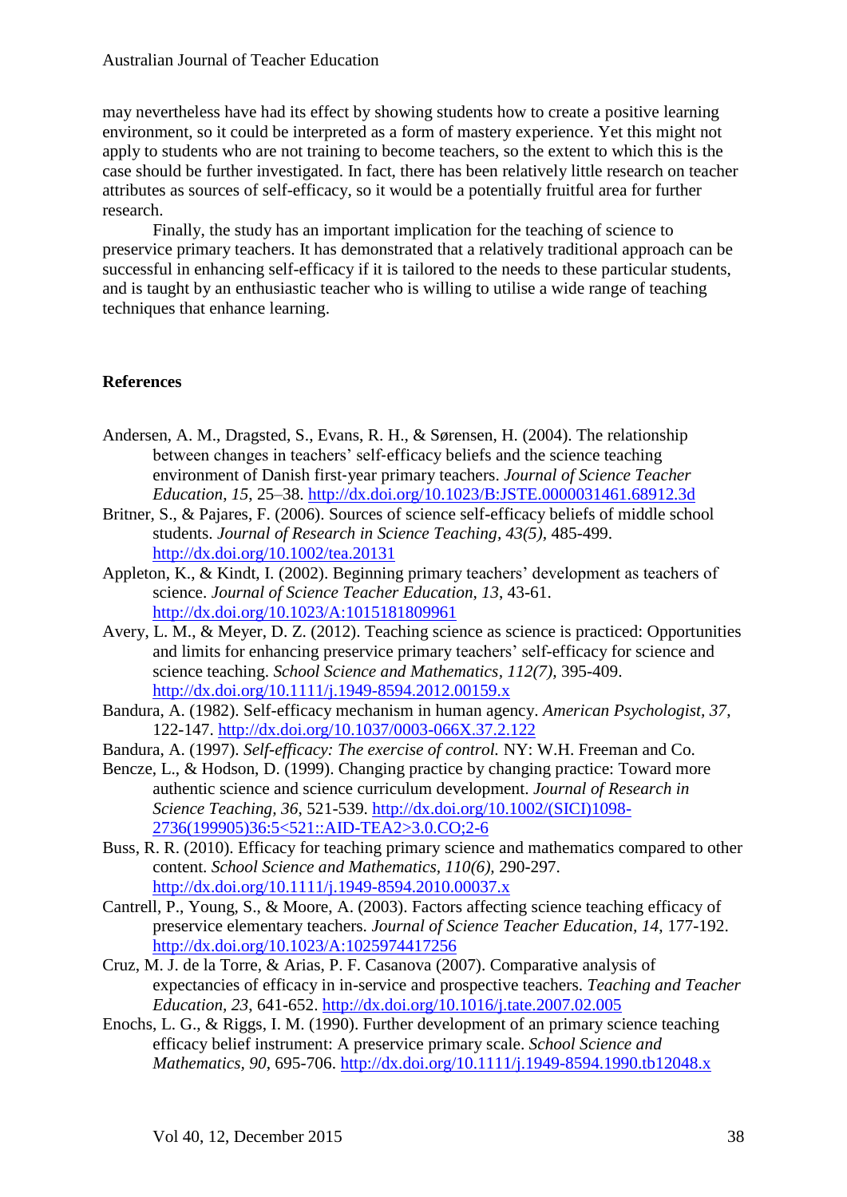may nevertheless have had its effect by showing students how to create a positive learning environment, so it could be interpreted as a form of mastery experience. Yet this might not apply to students who are not training to become teachers, so the extent to which this is the case should be further investigated. In fact, there has been relatively little research on teacher attributes as sources of self-efficacy, so it would be a potentially fruitful area for further research.

Finally, the study has an important implication for the teaching of science to preservice primary teachers. It has demonstrated that a relatively traditional approach can be successful in enhancing self-efficacy if it is tailored to the needs to these particular students, and is taught by an enthusiastic teacher who is willing to utilise a wide range of teaching techniques that enhance learning.

## References

Andersen, A. M., Dragsted, S., Evans, R. H., & Sørensen, H. (2004). The relationship between changes in teachers' self-efficacy beliefs and the science teaching environment of Danish first-year primary teachers. *Journal of Science Teacher Education*, *15*, 25–38. http://dx.doi.org/10.1023/B:JSTE.0000031461.68912.3d

Britner, S., & Pajares, F. (2006). Sources of science self-efficacy beliefs of middle school students. *Journal of Research in Science Teaching, 43(5),* 485-499. http://dx.doi.org/10.1002/tea.20131

Appleton, K., & Kindt, I. (2002). Beginning primary teachers' development as teachers of science. *Journal of Science Teacher Education, 13*, 43-61. http://dx.doi.org/10.1023/A:1015181809961

Avery, L. M., & Meyer, D. Z. (2012). Teaching science as science is practiced: Opportunities and limits for enhancing preservice primary teachers' self-efficacy for science and science teaching. *School Science and Mathematics*, *112(7),* 395-409. http://dx.doi.org/10.1111/j.1949-8594.2012.00159.x

Bandura, A. (1982). Self-efficacy mechanism in human agency. *American Psychologist, 37*, 122-147. http://dx.doi.org/10.1037/0003-066X.37.2.122

Bandura, A. (1997). *Self-efficacy: The exercise of control.* NY: W.H. Freeman and Co.

Bencze, L., & Hodson, D. (1999). Changing practice by changing practice: Toward more authentic science and science curriculum development. *Journal of Research in Science Teaching, 36*, 521-539. http://dx.doi.org/10.1002/(SICI)1098-2736(199905)36:5<521::AID-TEA2>3.0.CO;2-6

Buss, R. R. (2010). Efficacy for teaching primary science and mathematics compared to other content. *School Science and Mathematics, 110(6),* 290-297. http://dx.doi.org/10.1111/j.1949-8594.2010.00037.x

Cantrell, P., Young, S., & Moore, A. (2003). Factors affecting science teaching efficacy of preservice elementary teachers. *Journal of Science Teacher Education, 14*, 177-192. http://dx.doi.org/10.1023/A:1025974417256

Cruz, M. J. de la Torre, & Arias, P. F. Casanova (2007). Comparative analysis of expectancies of efficacy in in-service and prospective teachers. *Teaching and Teacher Education, 23*, 641-652. http://dx.doi.org/10.1016/j.tate.2007.02.005

Enochs, L. G., & Riggs, I. M. (1990). Further development of an primary science teaching efficacy belief instrument: A preservice primary scale. *School Science and Mathematics, 90*, 695-706. http://dx.doi.org/10.1111/j.1949-8594.1990.tb12048.x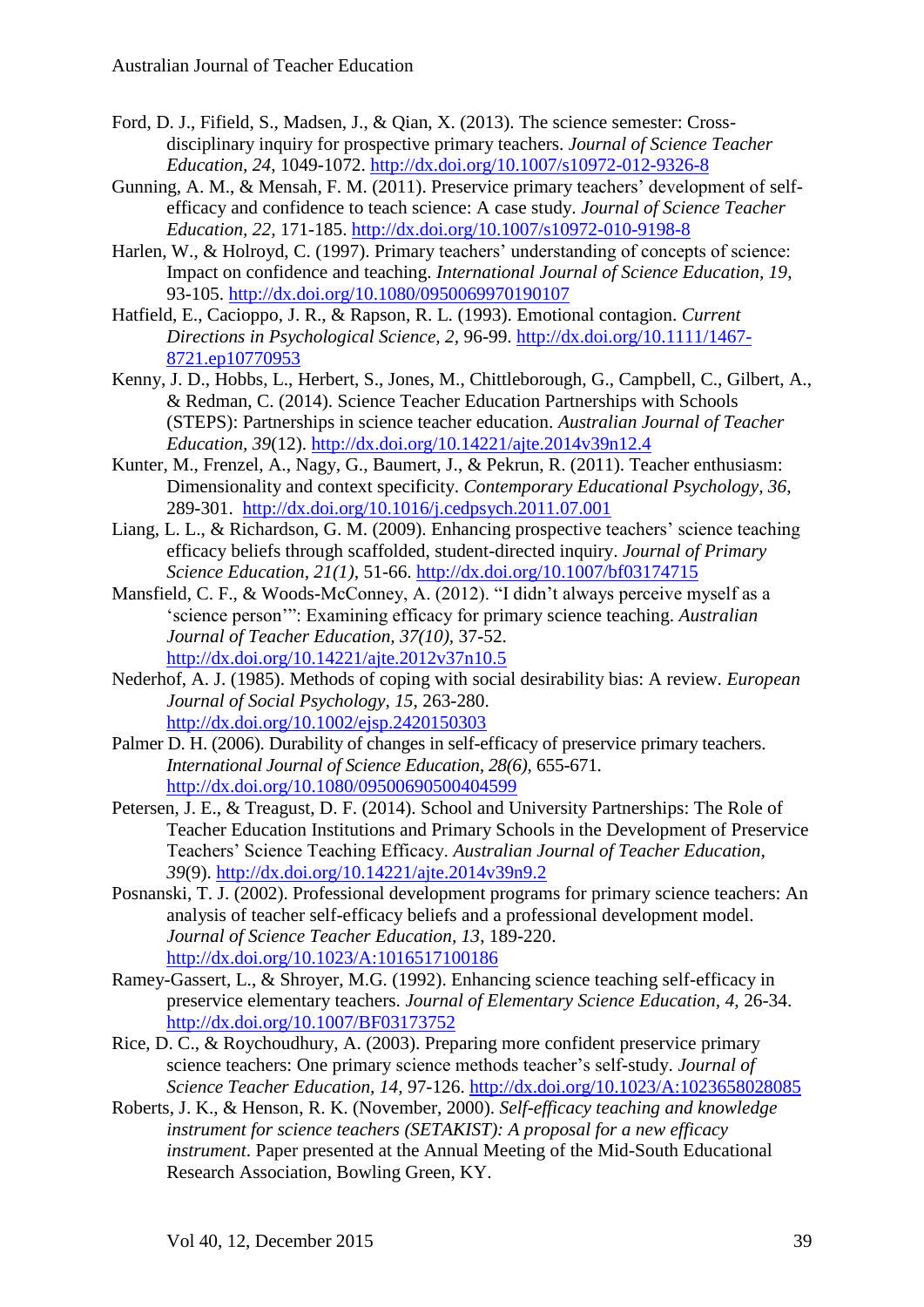Ford, D. J., Fifield, S., Madsen, J., & Qian, X. (2013). The science semester: Cross-disciplinary inquiry for prospective primary teachers. *Journal of Science Teacher Education*, *24*, 1049-1072. http://dx.doi.org/10.1007/s10972-012-9326-8

Gunning, A. M., & Mensah, F. M. (2011). Preservice primary teachers' development of self-efficacy and confidence to teach science: A case study. *Journal of Science Teacher Education*, *22*, 171-185. http://dx.doi.org/10.1007/s10972-010-9198-8

Harlen, W., & Holroyd, C. (1997). Primary teachers' understanding of concepts of science: Impact on confidence and teaching. *International Journal of Science Education*, *19*, 93-105. http://dx.doi.org/10.1080/0950069970190107

Hatfield, E., Cacioppo, J. R., & Rapson, R. L. (1993). Emotional contagion. *Current Directions in Psychological Science*, *2*, 96-99. http://dx.doi.org/10.1111/1467-8721.ep10770953

Kenny, J. D., Hobbs, L., Herbert, S., Jones, M., Chittleborough, G., Campbell, C., Gilbert, A., & Redman, C. (2014). Science Teacher Education Partnerships with Schools (STEPS): Partnerships in science teacher education. *Australian Journal of Teacher Education*, *39*(12). http://dx.doi.org/10.14221/ajte.2014v39n12.4

Kunter, M., Frenzel, A., Nagy, G., Baumert, J., & Pekrun, R. (2011). Teacher enthusiasm: Dimensionality and context specificity. *Contemporary Educational Psychology*, *36*, 289-301. http://dx.doi.org/10.1016/j.cedpsych.2011.07.001

Liang, L. L., & Richardson, G. M. (2009). Enhancing prospective teachers' science teaching efficacy beliefs through scaffolded, student-directed inquiry. *Journal of Primary Science Education*, *21(1)*, 51-66. http://dx.doi.org/10.1007/bf03174715

Mansfield, C. F., & Woods-McConney, A. (2012). "I didn't always perceive myself as a 'science person'": Examining efficacy for primary science teaching. *Australian Journal of Teacher Education*, *37(10)*, 37-52. http://dx.doi.org/10.14221/ajte.2012v37n10.5

Nederhof, A. J. (1985). Methods of coping with social desirability bias: A review. *European Journal of Social Psychology*, *15*, 263-280. http://dx.doi.org/10.1002/ejsp.2420150303

Palmer D. H. (2006). Durability of changes in self-efficacy of preservice primary teachers. *International Journal of Science Education*, *28(6)*, 655-671. http://dx.doi.org/10.1080/09500690500404599

Petersen, J. E., & Treagust, D. F. (2014). School and University Partnerships: The Role of Teacher Education Institutions and Primary Schools in the Development of Preservice Teachers' Science Teaching Efficacy. *Australian Journal of Teacher Education*, *39*(9). http://dx.doi.org/10.14221/ajte.2014v39n9.2

Posnanski, T. J. (2002). Professional development programs for primary science teachers: An analysis of teacher self-efficacy beliefs and a professional development model. *Journal of Science Teacher Education*, *13*, 189-220. http://dx.doi.org/10.1023/A:1016517100186

Ramey-Gassert, L., & Shroyer, M.G. (1992). Enhancing science teaching self-efficacy in preservice elementary teachers. *Journal of Elementary Science Education*, *4*, 26-34. http://dx.doi.org/10.1007/BF03173752

Rice, D. C., & Roychoudhury, A. (2003). Preparing more confident preservice primary science teachers: One primary science methods teacher's self-study. *Journal of Science Teacher Education*, *14*, 97-126. http://dx.doi.org/10.1023/A:1023658028085

Roberts, J. K., & Henson, R. K. (November, 2000). *Self-efficacy teaching and knowledge instrument for science teachers (SETAKIST): A proposal for a new efficacy instrument*. Paper presented at the Annual Meeting of the Mid-South Educational Research Association, Bowling Green, KY.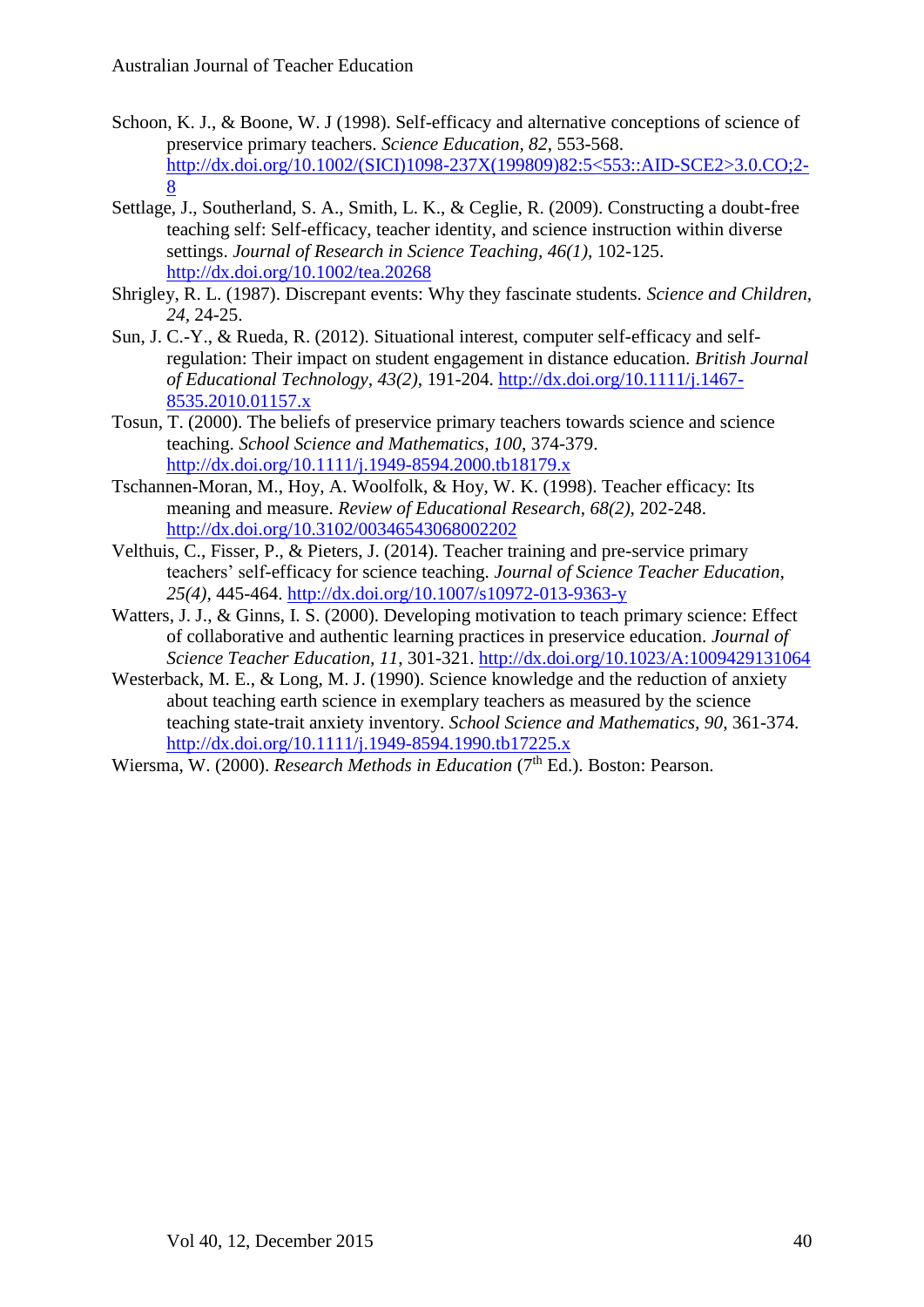Schoon, K. J., & Boone, W. J (1998). Self-efficacy and alternative conceptions of science of preservice primary teachers. *Science Education*, *82*, 553-568. http://dx.doi.org/10.1002/(SICI)1098-237X(199809)82:5<553::AID-SCE2>3.0.CO;2-8

Settlage, J., Southerland, S. A., Smith, L. K., & Ceglie, R. (2009). Constructing a doubt-free teaching self: Self-efficacy, teacher identity, and science instruction within diverse settings. *Journal of Research in Science Teaching*, *46(1)*, 102-125. http://dx.doi.org/10.1002/tea.20268

Shrigley, R. L. (1987). Discrepant events: Why they fascinate students. *Science and Children*, *24*, 24-25.

Sun, J. C.-Y., & Rueda, R. (2012). Situational interest, computer self-efficacy and self-regulation: Their impact on student engagement in distance education. *British Journal of Educational Technology*, *43(2)*, 191-204. http://dx.doi.org/10.1111/j.1467-8535.2010.01157.x

Tosun, T. (2000). The beliefs of preservice primary teachers towards science and science teaching. *School Science and Mathematics*, *100*, 374-379. http://dx.doi.org/10.1111/j.1949-8594.2000.tb18179.x

Tschannen-Moran, M., Hoy, A. Woolfolk, & Hoy, W. K. (1998). Teacher efficacy: Its meaning and measure. *Review of Educational Research*, *68(2)*, 202-248. http://dx.doi.org/10.3102/00346543068002202

Velthuis, C., Fisser, P., & Pieters, J. (2014). Teacher training and pre-service primary teachers' self-efficacy for science teaching. *Journal of Science Teacher Education*, *25(4)*, 445-464. http://dx.doi.org/10.1007/s10972-013-9363-y

Watters, J. J., & Ginns, I. S. (2000). Developing motivation to teach primary science: Effect of collaborative and authentic learning practices in preservice education. *Journal of Science Teacher Education*, *11*, 301-321. http://dx.doi.org/10.1023/A:1009429131064

Westerback, M. E., & Long, M. J. (1990). Science knowledge and the reduction of anxiety about teaching earth science in exemplary teachers as measured by the science teaching state-trait anxiety inventory. *School Science and Mathematics*, *90*, 361-374. http://dx.doi.org/10.1111/j.1949-8594.1990.tb17225.x

Wiersma, W. (2000). *Research Methods in Education* (7th Ed.). Boston: Pearson.